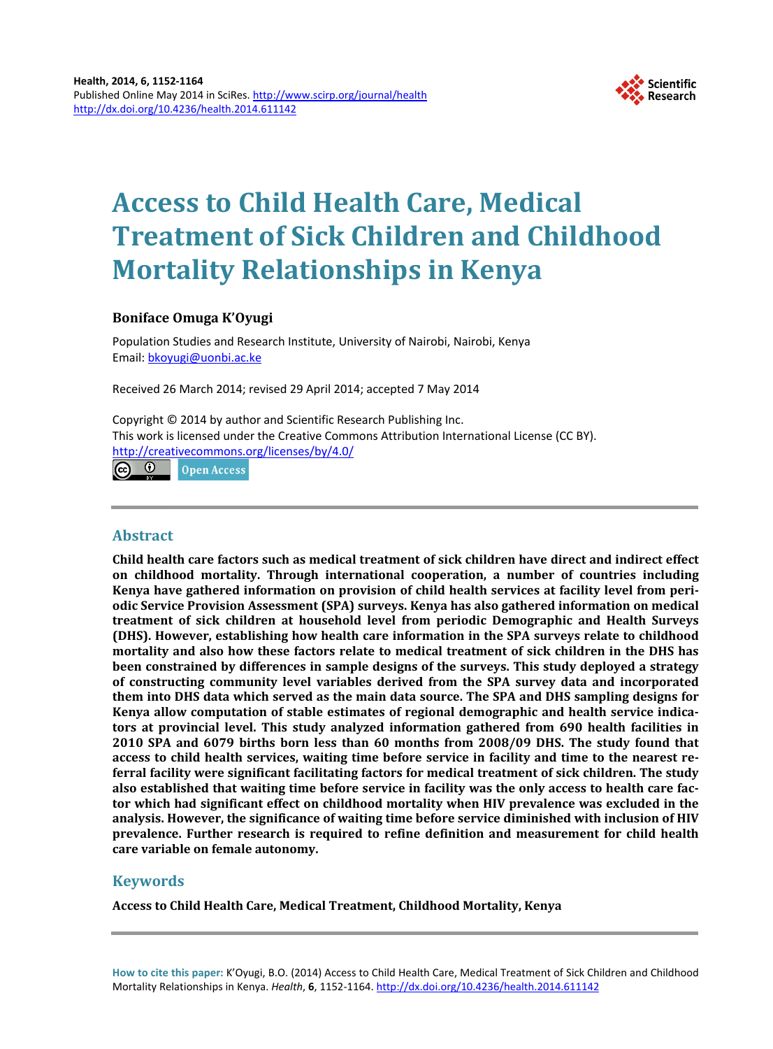# Access to Child Health Care, Medical Treatment of Sick Children and Childhood Mortality Relationships in Kenya

**Boniface Omuga K'Oyugi**

Population Studies and Research Institute, University of Nairobi, Nairobi, Kenya
Email: bkoyugi@uonbi.ac.ke

Received 26 March 2014; revised 29 April 2014; accepted 7 May 2014

Copyright © 2014 by author and Scientific Research Publishing Inc.
This work is licensed under the Creative Commons Attribution International License (CC BY).
http://creativecommons.org/licenses/by/4.0/

Open Access

## Abstract

**Child health care factors such as medical treatment of sick children have direct and indirect effect on childhood mortality. Through international cooperation, a number of countries including Kenya have gathered information on provision of child health services at facility level from periodic Service Provision Assessment (SPA) surveys. Kenya has also gathered information on medical treatment of sick children at household level from periodic Demographic and Health Surveys (DHS). However, establishing how health care information in the SPA surveys relate to childhood mortality and also how these factors relate to medical treatment of sick children in the DHS has been constrained by differences in sample designs of the surveys. This study deployed a strategy of constructing community level variables derived from the SPA survey data and incorporated them into DHS data which served as the main data source. The SPA and DHS sampling designs for Kenya allow computation of stable estimates of regional demographic and health service indicators at provincial level. This study analyzed information gathered from 690 health facilities in 2010 SPA and 6079 births born less than 60 months from 2008/09 DHS. The study found that access to child health services, waiting time before service in facility and time to the nearest referral facility were significant facilitating factors for medical treatment of sick children. The study also established that waiting time before service in facility was the only access to health care factor which had significant effect on childhood mortality when HIV prevalence was excluded in the analysis. However, the significance of waiting time before service diminished with inclusion of HIV prevalence. Further research is required to refine definition and measurement for child health care variable on female autonomy.**

## Keywords

**Access to Child Health Care, Medical Treatment, Childhood Mortality, Kenya**

**How to cite this paper:** K'Oyugi, B.O. (2014) Access to Child Health Care, Medical Treatment of Sick Children and Childhood Mortality Relationships in Kenya. *Health*, **6**, 1152-1164. http://dx.doi.org/10.4236/health.2014.611142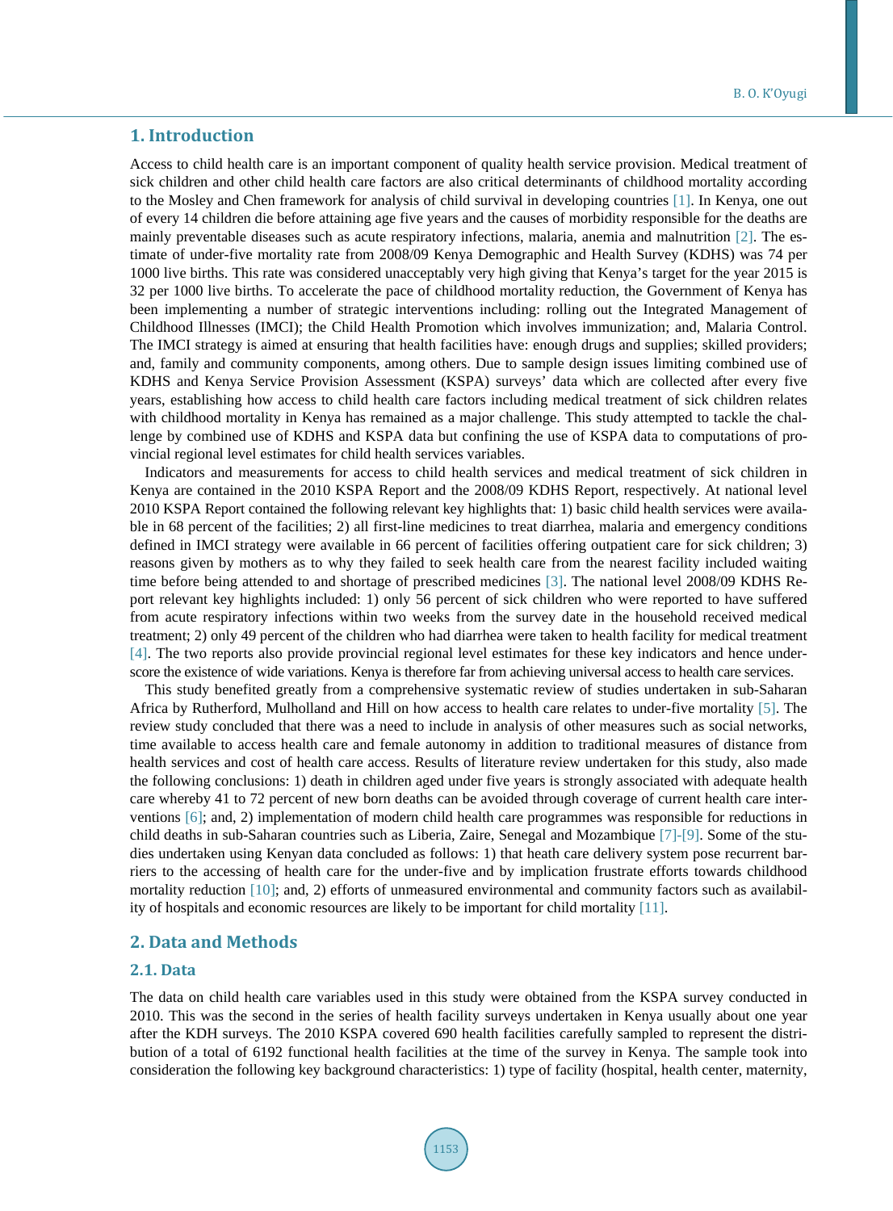## 1. Introduction

Access to child health care is an important component of quality health service provision. Medical treatment of sick children and other child health care factors are also critical determinants of childhood mortality according to the Mosley and Chen framework for analysis of child survival in developing countries [1]. In Kenya, one out of every 14 children die before attaining age five years and the causes of morbidity responsible for the deaths are mainly preventable diseases such as acute respiratory infections, malaria, anemia and malnutrition [2]. The estimate of under-five mortality rate from 2008/09 Kenya Demographic and Health Survey (KDHS) was 74 per 1000 live births. This rate was considered unacceptably very high giving that Kenya's target for the year 2015 is 32 per 1000 live births. To accelerate the pace of childhood mortality reduction, the Government of Kenya has been implementing a number of strategic interventions including: rolling out the Integrated Management of Childhood Illnesses (IMCI); the Child Health Promotion which involves immunization; and, Malaria Control. The IMCI strategy is aimed at ensuring that health facilities have: enough drugs and supplies; skilled providers; and, family and community components, among others. Due to sample design issues limiting combined use of KDHS and Kenya Service Provision Assessment (KSPA) surveys' data which are collected after every five years, establishing how access to child health care factors including medical treatment of sick children relates with childhood mortality in Kenya has remained as a major challenge. This study attempted to tackle the challenge by combined use of KDHS and KSPA data but confining the use of KSPA data to computations of provincial regional level estimates for child health services variables.

Indicators and measurements for access to child health services and medical treatment of sick children in Kenya are contained in the 2010 KSPA Report and the 2008/09 KDHS Report, respectively. At national level 2010 KSPA Report contained the following relevant key highlights that: 1) basic child health services were available in 68 percent of the facilities; 2) all first-line medicines to treat diarrhea, malaria and emergency conditions defined in IMCI strategy were available in 66 percent of facilities offering outpatient care for sick children; 3) reasons given by mothers as to why they failed to seek health care from the nearest facility included waiting time before being attended to and shortage of prescribed medicines [3]. The national level 2008/09 KDHS Report relevant key highlights included: 1) only 56 percent of sick children who were reported to have suffered from acute respiratory infections within two weeks from the survey date in the household received medical treatment; 2) only 49 percent of the children who had diarrhea were taken to health facility for medical treatment [4]. The two reports also provide provincial regional level estimates for these key indicators and hence underscore the existence of wide variations. Kenya is therefore far from achieving universal access to health care services.

This study benefited greatly from a comprehensive systematic review of studies undertaken in sub-Saharan Africa by Rutherford, Mulholland and Hill on how access to health care relates to under-five mortality [5]. The review study concluded that there was a need to include in analysis of other measures such as social networks, time available to access health care and female autonomy in addition to traditional measures of distance from health services and cost of health care access. Results of literature review undertaken for this study, also made the following conclusions: 1) death in children aged under five years is strongly associated with adequate health care whereby 41 to 72 percent of new born deaths can be avoided through coverage of current health care interventions [6]; and, 2) implementation of modern child health care programmes was responsible for reductions in child deaths in sub-Saharan countries such as Liberia, Zaire, Senegal and Mozambique [7]-[9]. Some of the studies undertaken using Kenyan data concluded as follows: 1) that heath care delivery system pose recurrent barriers to the accessing of health care for the under-five and by implication frustrate efforts towards childhood mortality reduction [10]; and, 2) efforts of unmeasured environmental and community factors such as availability of hospitals and economic resources are likely to be important for child mortality [11].

## 2. Data and Methods

### 2.1. Data

The data on child health care variables used in this study were obtained from the KSPA survey conducted in 2010. This was the second in the series of health facility surveys undertaken in Kenya usually about one year after the KDH surveys. The 2010 KSPA covered 690 health facilities carefully sampled to represent the distribution of a total of 6192 functional health facilities at the time of the survey in Kenya. The sample took into consideration the following key background characteristics: 1) type of facility (hospital, health center, maternity,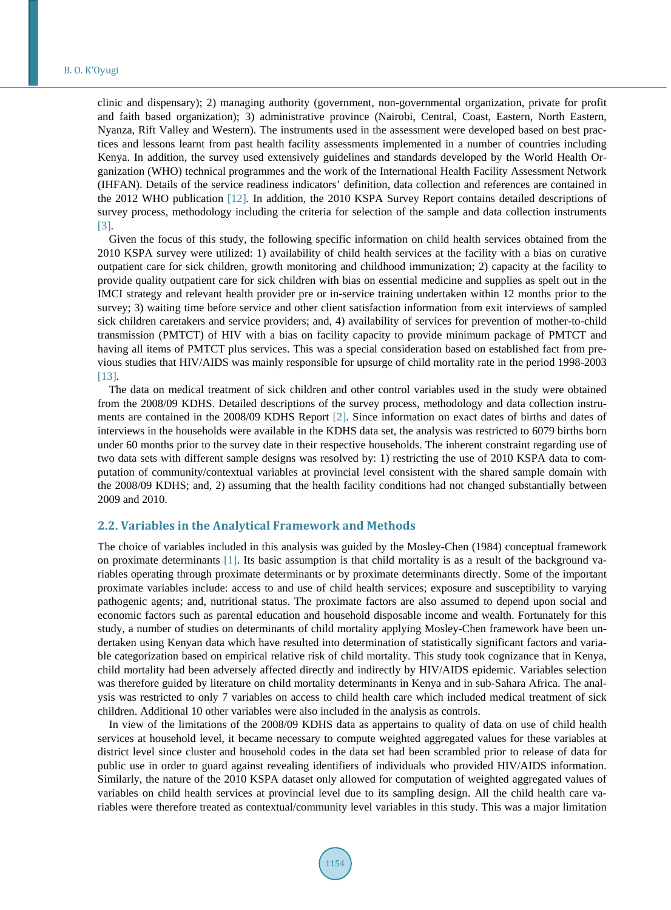clinic and dispensary); 2) managing authority (government, non-governmental organization, private for profit and faith based organization); 3) administrative province (Nairobi, Central, Coast, Eastern, North Eastern, Nyanza, Rift Valley and Western). The instruments used in the assessment were developed based on best practices and lessons learnt from past health facility assessments implemented in a number of countries including Kenya. In addition, the survey used extensively guidelines and standards developed by the World Health Organization (WHO) technical programmes and the work of the International Health Facility Assessment Network (IHFAN). Details of the service readiness indicators' definition, data collection and references are contained in the 2012 WHO publication [12]. In addition, the 2010 KSPA Survey Report contains detailed descriptions of survey process, methodology including the criteria for selection of the sample and data collection instruments [3].

Given the focus of this study, the following specific information on child health services obtained from the 2010 KSPA survey were utilized: 1) availability of child health services at the facility with a bias on curative outpatient care for sick children, growth monitoring and childhood immunization; 2) capacity at the facility to provide quality outpatient care for sick children with bias on essential medicine and supplies as spelt out in the IMCI strategy and relevant health provider pre or in-service training undertaken within 12 months prior to the survey; 3) waiting time before service and other client satisfaction information from exit interviews of sampled sick children caretakers and service providers; and, 4) availability of services for prevention of mother-to-child transmission (PMTCT) of HIV with a bias on facility capacity to provide minimum package of PMTCT and having all items of PMTCT plus services. This was a special consideration based on established fact from previous studies that HIV/AIDS was mainly responsible for upsurge of child mortality rate in the period 1998-2003 [13].

The data on medical treatment of sick children and other control variables used in the study were obtained from the 2008/09 KDHS. Detailed descriptions of the survey process, methodology and data collection instruments are contained in the 2008/09 KDHS Report [2]. Since information on exact dates of births and dates of interviews in the households were available in the KDHS data set, the analysis was restricted to 6079 births born under 60 months prior to the survey date in their respective households. The inherent constraint regarding use of two data sets with different sample designs was resolved by: 1) restricting the use of 2010 KSPA data to computation of community/contextual variables at provincial level consistent with the shared sample domain with the 2008/09 KDHS; and, 2) assuming that the health facility conditions had not changed substantially between 2009 and 2010.

## 2.2. Variables in the Analytical Framework and Methods

The choice of variables included in this analysis was guided by the Mosley-Chen (1984) conceptual framework on proximate determinants [1]. Its basic assumption is that child mortality is as a result of the background variables operating through proximate determinants or by proximate determinants directly. Some of the important proximate variables include: access to and use of child health services; exposure and susceptibility to varying pathogenic agents; and, nutritional status. The proximate factors are also assumed to depend upon social and economic factors such as parental education and household disposable income and wealth. Fortunately for this study, a number of studies on determinants of child mortality applying Mosley-Chen framework have been undertaken using Kenyan data which have resulted into determination of statistically significant factors and variable categorization based on empirical relative risk of child mortality. This study took cognizance that in Kenya, child mortality had been adversely affected directly and indirectly by HIV/AIDS epidemic. Variables selection was therefore guided by literature on child mortality determinants in Kenya and in sub-Sahara Africa. The analysis was restricted to only 7 variables on access to child health care which included medical treatment of sick children. Additional 10 other variables were also included in the analysis as controls.

In view of the limitations of the 2008/09 KDHS data as appertains to quality of data on use of child health services at household level, it became necessary to compute weighted aggregated values for these variables at district level since cluster and household codes in the data set had been scrambled prior to release of data for public use in order to guard against revealing identifiers of individuals who provided HIV/AIDS information. Similarly, the nature of the 2010 KSPA dataset only allowed for computation of weighted aggregated values of variables on child health services at provincial level due to its sampling design. All the child health care variables were therefore treated as contextual/community level variables in this study. This was a major limitation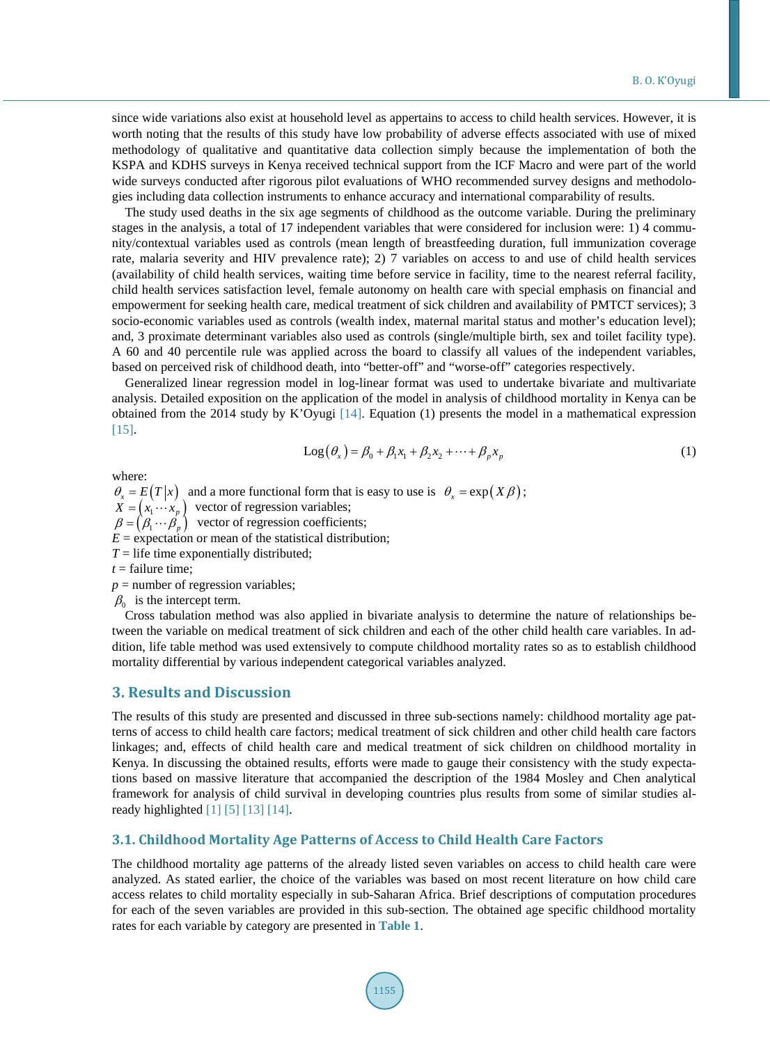since wide variations also exist at household level as appertains to access to child health services. However, it is worth noting that the results of this study have low probability of adverse effects associated with use of mixed methodology of qualitative and quantitative data collection simply because the implementation of both the KSPA and KDHS surveys in Kenya received technical support from the ICF Macro and were part of the world wide surveys conducted after rigorous pilot evaluations of WHO recommended survey designs and methodologies including data collection instruments to enhance accuracy and international comparability of results.

The study used deaths in the six age segments of childhood as the outcome variable. During the preliminary stages in the analysis, a total of 17 independent variables that were considered for inclusion were: 1) 4 community/contextual variables used as controls (mean length of breastfeeding duration, full immunization coverage rate, malaria severity and HIV prevalence rate); 2) 7 variables on access to and use of child health services (availability of child health services, waiting time before service in facility, time to the nearest referral facility, child health services satisfaction level, female autonomy on health care with special emphasis on financial and empowerment for seeking health care, medical treatment of sick children and availability of PMTCT services); 3 socio-economic variables used as controls (wealth index, maternal marital status and mother's education level); and, 3 proximate determinant variables also used as controls (single/multiple birth, sex and toilet facility type). A 60 and 40 percentile rule was applied across the board to classify all values of the independent variables, based on perceived risk of childhood death, into "better-off" and "worse-off" categories respectively.

Generalized linear regression model in log-linear format was used to undertake bivariate and multivariate analysis. Detailed exposition on the application of the model in analysis of childhood mortality in Kenya can be obtained from the 2014 study by K'Oyugi [14]. Equation (1) presents the model in a mathematical expression [15].

$$\text{Log}(\theta_x) = \beta_0 + \beta_1 x_1 + \beta_2 x_2 + \cdots + \beta_p x_p \tag{1}$$

where:

$\theta_x = E(T|x)$ and a more functional form that is easy to use is $\theta_x = \exp(X\beta)$;
$X = (x_1 \cdots x_p)$ vector of regression variables;
$\beta = (\beta_1 \cdots \beta_p)$ vector of regression coefficients;
$E$ = expectation or mean of the statistical distribution;
$T$ = life time exponentially distributed;
$t$ = failure time;
$p$ = number of regression variables;
$\beta_0$ is the intercept term.

Cross tabulation method was also applied in bivariate analysis to determine the nature of relationships between the variable on medical treatment of sick children and each of the other child health care variables. In addition, life table method was used extensively to compute childhood mortality rates so as to establish childhood mortality differential by various independent categorical variables analyzed.

## 3. Results and Discussion

The results of this study are presented and discussed in three sub-sections namely: childhood mortality age patterns of access to child health care factors; medical treatment of sick children and other child health care factors linkages; and, effects of child health care and medical treatment of sick children on childhood mortality in Kenya. In discussing the obtained results, efforts were made to gauge their consistency with the study expectations based on massive literature that accompanied the description of the 1984 Mosley and Chen analytical framework for analysis of child survival in developing countries plus results from some of similar studies already highlighted [1] [5] [13] [14].

### 3.1. Childhood Mortality Age Patterns of Access to Child Health Care Factors

The childhood mortality age patterns of the already listed seven variables on access to child health care were analyzed. As stated earlier, the choice of the variables was based on most recent literature on how child care access relates to child mortality especially in sub-Saharan Africa. Brief descriptions of computation procedures for each of the seven variables are provided in this sub-section. The obtained age specific childhood mortality rates for each variable by category are presented in **Table 1**.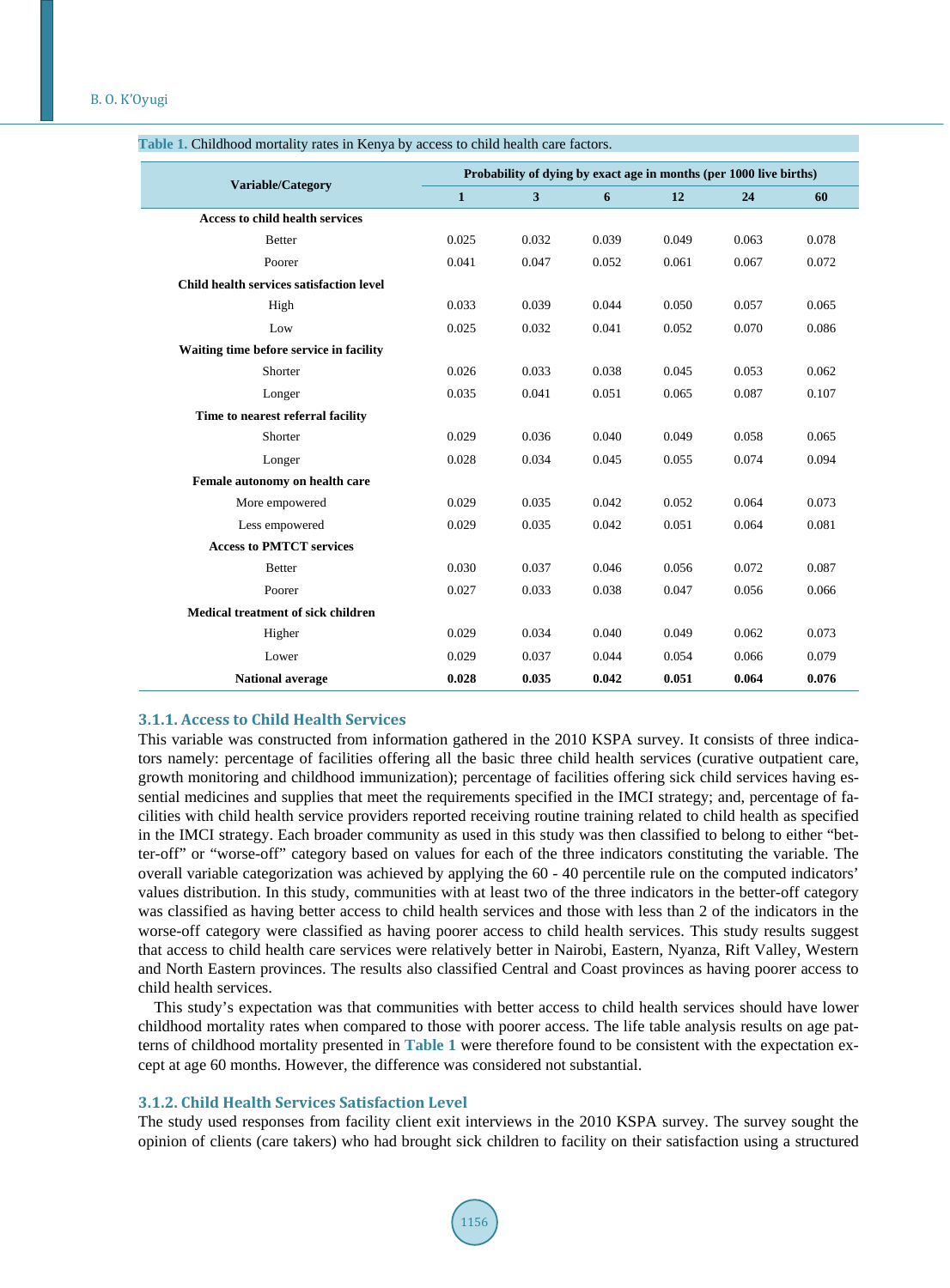Table 1. Childhood mortality rates in Kenya by access to child health care factors.

| Variable/Category | Probability of dying by exact age in months (per 1000 live births) | | | | | |
|---|---|---|---|---|---|---|
| | 1 | 3 | 6 | 12 | 24 | 60 |
| **Access to child health services** | | | | | | |
| Better | 0.025 | 0.032 | 0.039 | 0.049 | 0.063 | 0.078 |
| Poorer | 0.041 | 0.047 | 0.052 | 0.061 | 0.067 | 0.072 |
| **Child health services satisfaction level** | | | | | | |
| High | 0.033 | 0.039 | 0.044 | 0.050 | 0.057 | 0.065 |
| Low | 0.025 | 0.032 | 0.041 | 0.052 | 0.070 | 0.086 |
| **Waiting time before service in facility** | | | | | | |
| Shorter | 0.026 | 0.033 | 0.038 | 0.045 | 0.053 | 0.062 |
| Longer | 0.035 | 0.041 | 0.051 | 0.065 | 0.087 | 0.107 |
| **Time to nearest referral facility** | | | | | | |
| Shorter | 0.029 | 0.036 | 0.040 | 0.049 | 0.058 | 0.065 |
| Longer | 0.028 | 0.034 | 0.045 | 0.055 | 0.074 | 0.094 |
| **Female autonomy on health care** | | | | | | |
| More empowered | 0.029 | 0.035 | 0.042 | 0.052 | 0.064 | 0.073 |
| Less empowered | 0.029 | 0.035 | 0.042 | 0.051 | 0.064 | 0.081 |
| **Access to PMTCT services** | | | | | | |
| Better | 0.030 | 0.037 | 0.046 | 0.056 | 0.072 | 0.087 |
| Poorer | 0.027 | 0.033 | 0.038 | 0.047 | 0.056 | 0.066 |
| **Medical treatment of sick children** | | | | | | |
| Higher | 0.029 | 0.034 | 0.040 | 0.049 | 0.062 | 0.073 |
| Lower | 0.029 | 0.037 | 0.044 | 0.054 | 0.066 | 0.079 |
| **National average** | **0.028** | **0.035** | **0.042** | **0.051** | **0.064** | **0.076** |

### 3.1.1. Access to Child Health Services

This variable was constructed from information gathered in the 2010 KSPA survey. It consists of three indicators namely: percentage of facilities offering all the basic three child health services (curative outpatient care, growth monitoring and childhood immunization); percentage of facilities offering sick child services having essential medicines and supplies that meet the requirements specified in the IMCI strategy; and, percentage of facilities with child health service providers reported receiving routine training related to child health as specified in the IMCI strategy. Each broader community as used in this study was then classified to belong to either "better-off" or "worse-off" category based on values for each of the three indicators constituting the variable. The overall variable categorization was achieved by applying the 60 - 40 percentile rule on the computed indicators' values distribution. In this study, communities with at least two of the three indicators in the better-off category was classified as having better access to child health services and those with less than 2 of the indicators in the worse-off category were classified as having poorer access to child health services. This study results suggest that access to child health care services were relatively better in Nairobi, Eastern, Nyanza, Rift Valley, Western and North Eastern provinces. The results also classified Central and Coast provinces as having poorer access to child health services.

This study's expectation was that communities with better access to child health services should have lower childhood mortality rates when compared to those with poorer access. The life table analysis results on age patterns of childhood mortality presented in Table 1 were therefore found to be consistent with the expectation except at age 60 months. However, the difference was considered not substantial.

### 3.1.2. Child Health Services Satisfaction Level

The study used responses from facility client exit interviews in the 2010 KSPA survey. The survey sought the opinion of clients (care takers) who had brought sick children to facility on their satisfaction using a structured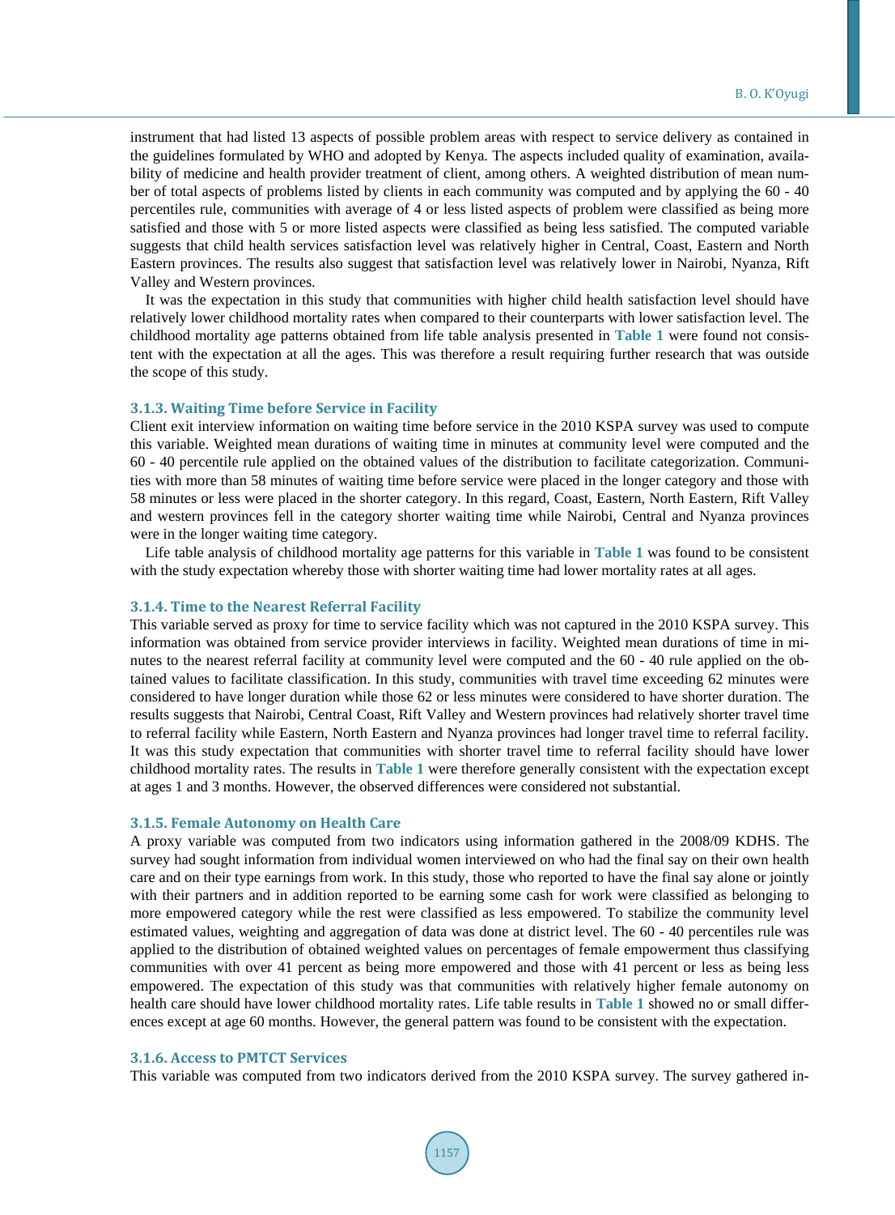instrument that had listed 13 aspects of possible problem areas with respect to service delivery as contained in the guidelines formulated by WHO and adopted by Kenya. The aspects included quality of examination, availability of medicine and health provider treatment of client, among others. A weighted distribution of mean number of total aspects of problems listed by clients in each community was computed and by applying the 60 - 40 percentiles rule, communities with average of 4 or less listed aspects of problem were classified as being more satisfied and those with 5 or more listed aspects were classified as being less satisfied. The computed variable suggests that child health services satisfaction level was relatively higher in Central, Coast, Eastern and North Eastern provinces. The results also suggest that satisfaction level was relatively lower in Nairobi, Nyanza, Rift Valley and Western provinces.

It was the expectation in this study that communities with higher child health satisfaction level should have relatively lower childhood mortality rates when compared to their counterparts with lower satisfaction level. The childhood mortality age patterns obtained from life table analysis presented in **Table 1** were found not consistent with the expectation at all the ages. This was therefore a result requiring further research that was outside the scope of this study.

### 3.1.3. Waiting Time before Service in Facility

Client exit interview information on waiting time before service in the 2010 KSPA survey was used to compute this variable. Weighted mean durations of waiting time in minutes at community level were computed and the 60 - 40 percentile rule applied on the obtained values of the distribution to facilitate categorization. Communities with more than 58 minutes of waiting time before service were placed in the longer category and those with 58 minutes or less were placed in the shorter category. In this regard, Coast, Eastern, North Eastern, Rift Valley and western provinces fell in the category shorter waiting time while Nairobi, Central and Nyanza provinces were in the longer waiting time category.

Life table analysis of childhood mortality age patterns for this variable in **Table 1** was found to be consistent with the study expectation whereby those with shorter waiting time had lower mortality rates at all ages.

### 3.1.4. Time to the Nearest Referral Facility

This variable served as proxy for time to service facility which was not captured in the 2010 KSPA survey. This information was obtained from service provider interviews in facility. Weighted mean durations of time in minutes to the nearest referral facility at community level were computed and the 60 - 40 rule applied on the obtained values to facilitate classification. In this study, communities with travel time exceeding 62 minutes were considered to have longer duration while those 62 or less minutes were considered to have shorter duration. The results suggests that Nairobi, Central Coast, Rift Valley and Western provinces had relatively shorter travel time to referral facility while Eastern, North Eastern and Nyanza provinces had longer travel time to referral facility. It was this study expectation that communities with shorter travel time to referral facility should have lower childhood mortality rates. The results in **Table 1** were therefore generally consistent with the expectation except at ages 1 and 3 months. However, the observed differences were considered not substantial.

### 3.1.5. Female Autonomy on Health Care

A proxy variable was computed from two indicators using information gathered in the 2008/09 KDHS. The survey had sought information from individual women interviewed on who had the final say on their own health care and on their type earnings from work. In this study, those who reported to have the final say alone or jointly with their partners and in addition reported to be earning some cash for work were classified as belonging to more empowered category while the rest were classified as less empowered. To stabilize the community level estimated values, weighting and aggregation of data was done at district level. The 60 - 40 percentiles rule was applied to the distribution of obtained weighted values on percentages of female empowerment thus classifying communities with over 41 percent as being more empowered and those with 41 percent or less as being less empowered. The expectation of this study was that communities with relatively higher female autonomy on health care should have lower childhood mortality rates. Life table results in **Table 1** showed no or small differences except at age 60 months. However, the general pattern was found to be consistent with the expectation.

### 3.1.6. Access to PMTCT Services

This variable was computed from two indicators derived from the 2010 KSPA survey. The survey gathered in-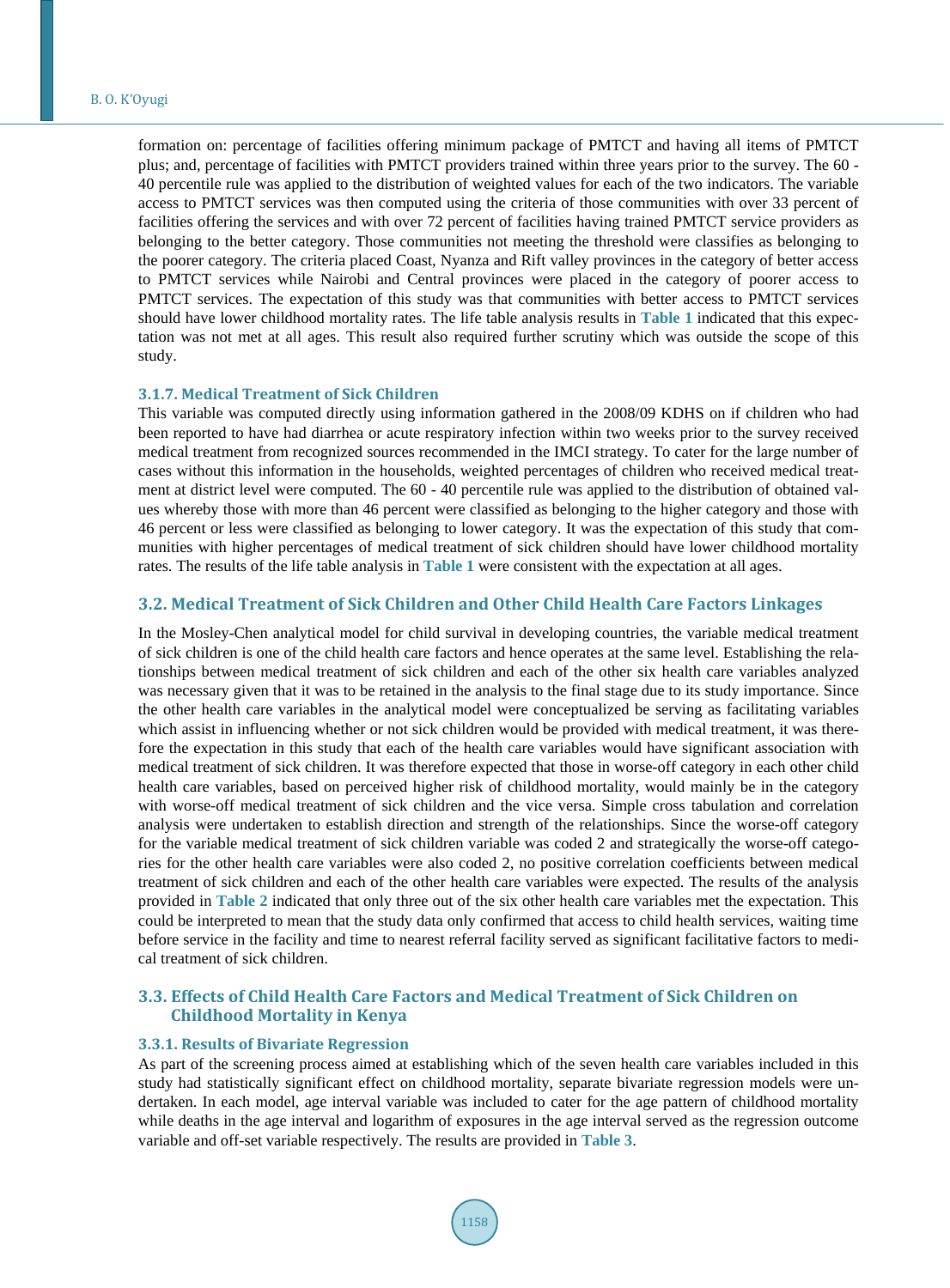formation on: percentage of facilities offering minimum package of PMTCT and having all items of PMTCT plus; and, percentage of facilities with PMTCT providers trained within three years prior to the survey. The 60 - 40 percentile rule was applied to the distribution of weighted values for each of the two indicators. The variable access to PMTCT services was then computed using the criteria of those communities with over 33 percent of facilities offering the services and with over 72 percent of facilities having trained PMTCT service providers as belonging to the better category. Those communities not meeting the threshold were classifies as belonging to the poorer category. The criteria placed Coast, Nyanza and Rift valley provinces in the category of better access to PMTCT services while Nairobi and Central provinces were placed in the category of poorer access to PMTCT services. The expectation of this study was that communities with better access to PMTCT services should have lower childhood mortality rates. The life table analysis results in **Table 1** indicated that this expectation was not met at all ages. This result also required further scrutiny which was outside the scope of this study.

#### 3.1.7. Medical Treatment of Sick Children

This variable was computed directly using information gathered in the 2008/09 KDHS on if children who had been reported to have had diarrhea or acute respiratory infection within two weeks prior to the survey received medical treatment from recognized sources recommended in the IMCI strategy. To cater for the large number of cases without this information in the households, weighted percentages of children who received medical treatment at district level were computed. The 60 - 40 percentile rule was applied to the distribution of obtained values whereby those with more than 46 percent were classified as belonging to the higher category and those with 46 percent or less were classified as belonging to lower category. It was the expectation of this study that communities with higher percentages of medical treatment of sick children should have lower childhood mortality rates. The results of the life table analysis in **Table 1** were consistent with the expectation at all ages.

### 3.2. Medical Treatment of Sick Children and Other Child Health Care Factors Linkages

In the Mosley-Chen analytical model for child survival in developing countries, the variable medical treatment of sick children is one of the child health care factors and hence operates at the same level. Establishing the relationships between medical treatment of sick children and each of the other six health care variables analyzed was necessary given that it was to be retained in the analysis to the final stage due to its study importance. Since the other health care variables in the analytical model were conceptualized be serving as facilitating variables which assist in influencing whether or not sick children would be provided with medical treatment, it was therefore the expectation in this study that each of the health care variables would have significant association with medical treatment of sick children. It was therefore expected that those in worse-off category in each other child health care variables, based on perceived higher risk of childhood mortality, would mainly be in the category with worse-off medical treatment of sick children and the vice versa. Simple cross tabulation and correlation analysis were undertaken to establish direction and strength of the relationships. Since the worse-off category for the variable medical treatment of sick children variable was coded 2 and strategically the worse-off categories for the other health care variables were also coded 2, no positive correlation coefficients between medical treatment of sick children and each of the other health care variables were expected. The results of the analysis provided in **Table 2** indicated that only three out of the six other health care variables met the expectation. This could be interpreted to mean that the study data only confirmed that access to child health services, waiting time before service in the facility and time to nearest referral facility served as significant facilitative factors to medical treatment of sick children.

### 3.3. Effects of Child Health Care Factors and Medical Treatment of Sick Children on Childhood Mortality in Kenya

#### 3.3.1. Results of Bivariate Regression

As part of the screening process aimed at establishing which of the seven health care variables included in this study had statistically significant effect on childhood mortality, separate bivariate regression models were undertaken. In each model, age interval variable was included to cater for the age pattern of childhood mortality while deaths in the age interval and logarithm of exposures in the age interval served as the regression outcome variable and off-set variable respectively. The results are provided in **Table 3**.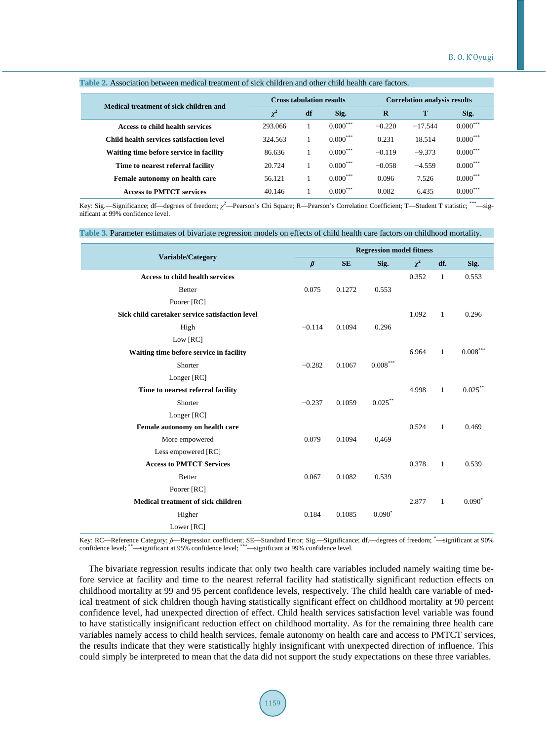**Table 2.** Association between medical treatment of sick children and other child health care factors.

| Medical treatment of sick children and | Cross tabulation results | | | Correlation analysis results | | |
|---|---|---|---|---|---|---|
| | $\chi^2$ | df | Sig. | R | T | Sig. |
| **Access to child health services** | 293.066 | 1 | 0.000*** | −0.220 | −17.544 | 0.000*** |
| **Child health services satisfaction level** | 324.563 | 1 | 0.000*** | 0.231 | 18.514 | 0.000*** |
| **Waiting time before service in facility** | 86.636 | 1 | 0.000*** | −0.119 | −9.373 | 0.000*** |
| **Time to nearest referral facility** | 20.724 | 1 | 0.000*** | −0.058 | −4.559 | 0.000*** |
| **Female autonomy on health care** | 56.121 | 1 | 0.000*** | 0.096 | 7.526 | 0.000*** |
| **Access to PMTCT services** | 40.146 | 1 | 0.000*** | 0.082 | 6.435 | 0.000*** |

Key: Sig.—Significance; df—degrees of freedom; $\chi^2$—Pearson's Chi Square; R—Pearson's Correlation Coefficient; T—Student T statistic; ***—significant at 99% confidence level.

**Table 3.** Parameter estimates of bivariate regression models on effects of child health care factors on childhood mortality.

| Variable/Category | | | | Regression model fitness | | |
|---|---|---|---|---|---|---|
| | $\beta$ | SE | Sig. | $\chi^2$ | df. | Sig. |
| **Access to child health services** | | | | 0.352 | 1 | 0.553 |
| Better | 0.075 | 0.1272 | 0.553 | | | |
| Poorer [RC] | | | | | | |
| **Sick child caretaker service satisfaction level** | | | | 1.092 | 1 | 0.296 |
| High | −0.114 | 0.1094 | 0.296 | | | |
| Low [RC] | | | | | | |
| **Waiting time before service in facility** | | | | 6.964 | 1 | 0.008*** |
| Shorter | −0.282 | 0.1067 | 0.008*** | | | |
| Longer [RC] | | | | | | |
| **Time to nearest referral facility** | | | | 4.998 | 1 | 0.025** |
| Shorter | −0.237 | 0.1059 | 0.025** | | | |
| Longer [RC] | | | | | | |
| **Female autonomy on health care** | | | | 0.524 | 1 | 0.469 |
| More empowered | 0.079 | 0.1094 | 0,469 | | | |
| Less empowered [RC] | | | | | | |
| **Access to PMTCT Services** | | | | 0.378 | 1 | 0.539 |
| Better | 0.067 | 0.1082 | 0.539 | | | |
| Poorer [RC] | | | | | | |
| **Medical treatment of sick children** | | | | 2.877 | 1 | 0.090* |
| Higher | 0.184 | 0.1085 | 0.090* | | | |
| Lower [RC] | | | | | | |

Key: RC—Reference Category; $\beta$—Regression coefficient; SE—Standard Error; Sig.—Significance; df.—degrees of freedom; *—significant at 90% confidence level; **—significant at 95% confidence level; ***—significant at 99% confidence level.

The bivariate regression results indicate that only two health care variables included namely waiting time before service at facility and time to the nearest referral facility had statistically significant reduction effects on childhood mortality at 99 and 95 percent confidence levels, respectively. The child health care variable of medical treatment of sick children though having statistically significant effect on childhood mortality at 90 percent confidence level, had unexpected direction of effect. Child health services satisfaction level variable was found to have statistically insignificant reduction effect on childhood mortality. As for the remaining three health care variables namely access to child health services, female autonomy on health care and access to PMTCT services, the results indicate that they were statistically highly insignificant with unexpected direction of influence. This could simply be interpreted to mean that the data did not support the study expectations on these three variables.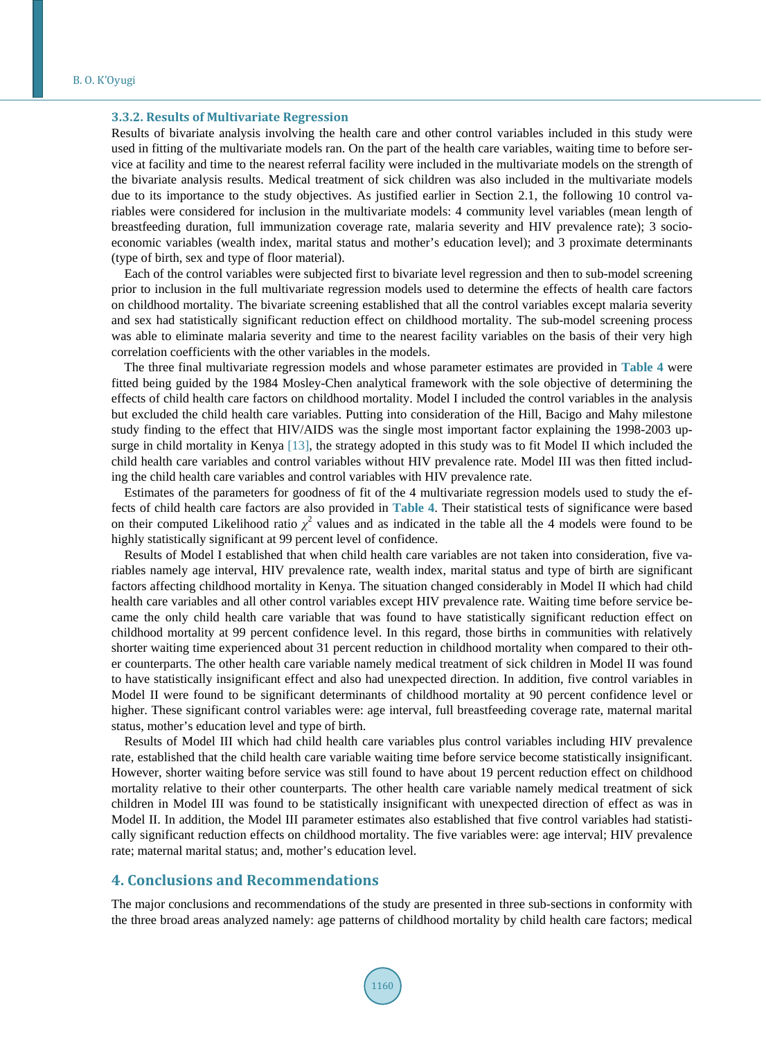### 3.3.2. Results of Multivariate Regression

Results of bivariate analysis involving the health care and other control variables included in this study were used in fitting of the multivariate models ran. On the part of the health care variables, waiting time to before service at facility and time to the nearest referral facility were included in the multivariate models on the strength of the bivariate analysis results. Medical treatment of sick children was also included in the multivariate models due to its importance to the study objectives. As justified earlier in Section 2.1, the following 10 control variables were considered for inclusion in the multivariate models: 4 community level variables (mean length of breastfeeding duration, full immunization coverage rate, malaria severity and HIV prevalence rate); 3 socio-economic variables (wealth index, marital status and mother's education level); and 3 proximate determinants (type of birth, sex and type of floor material).

Each of the control variables were subjected first to bivariate level regression and then to sub-model screening prior to inclusion in the full multivariate regression models used to determine the effects of health care factors on childhood mortality. The bivariate screening established that all the control variables except malaria severity and sex had statistically significant reduction effect on childhood mortality. The sub-model screening process was able to eliminate malaria severity and time to the nearest facility variables on the basis of their very high correlation coefficients with the other variables in the models.

The three final multivariate regression models and whose parameter estimates are provided in **Table 4** were fitted being guided by the 1984 Mosley-Chen analytical framework with the sole objective of determining the effects of child health care factors on childhood mortality. Model I included the control variables in the analysis but excluded the child health care variables. Putting into consideration of the Hill, Bacigo and Mahy milestone study finding to the effect that HIV/AIDS was the single most important factor explaining the 1998-2003 upsurge in child mortality in Kenya [13], the strategy adopted in this study was to fit Model II which included the child health care variables and control variables without HIV prevalence rate. Model III was then fitted including the child health care variables and control variables with HIV prevalence rate.

Estimates of the parameters for goodness of fit of the 4 multivariate regression models used to study the effects of child health care factors are also provided in **Table 4**. Their statistical tests of significance were based on their computed Likelihood ratio $\chi^2$ values and as indicated in the table all the 4 models were found to be highly statistically significant at 99 percent level of confidence.

Results of Model I established that when child health care variables are not taken into consideration, five variables namely age interval, HIV prevalence rate, wealth index, marital status and type of birth are significant factors affecting childhood mortality in Kenya. The situation changed considerably in Model II which had child health care variables and all other control variables except HIV prevalence rate. Waiting time before service became the only child health care variable that was found to have statistically significant reduction effect on childhood mortality at 99 percent confidence level. In this regard, those births in communities with relatively shorter waiting time experienced about 31 percent reduction in childhood mortality when compared to their other counterparts. The other health care variable namely medical treatment of sick children in Model II was found to have statistically insignificant effect and also had unexpected direction. In addition, five control variables in Model II were found to be significant determinants of childhood mortality at 90 percent confidence level or higher. These significant control variables were: age interval, full breastfeeding coverage rate, maternal marital status, mother's education level and type of birth.

Results of Model III which had child health care variables plus control variables including HIV prevalence rate, established that the child health care variable waiting time before service become statistically insignificant. However, shorter waiting before service was still found to have about 19 percent reduction effect on childhood mortality relative to their other counterparts. The other health care variable namely medical treatment of sick children in Model III was found to be statistically insignificant with unexpected direction of effect as was in Model II. In addition, the Model III parameter estimates also established that five control variables had statistically significant reduction effects on childhood mortality. The five variables were: age interval; HIV prevalence rate; maternal marital status; and, mother's education level.

## 4. Conclusions and Recommendations

The major conclusions and recommendations of the study are presented in three sub-sections in conformity with the three broad areas analyzed namely: age patterns of childhood mortality by child health care factors; medical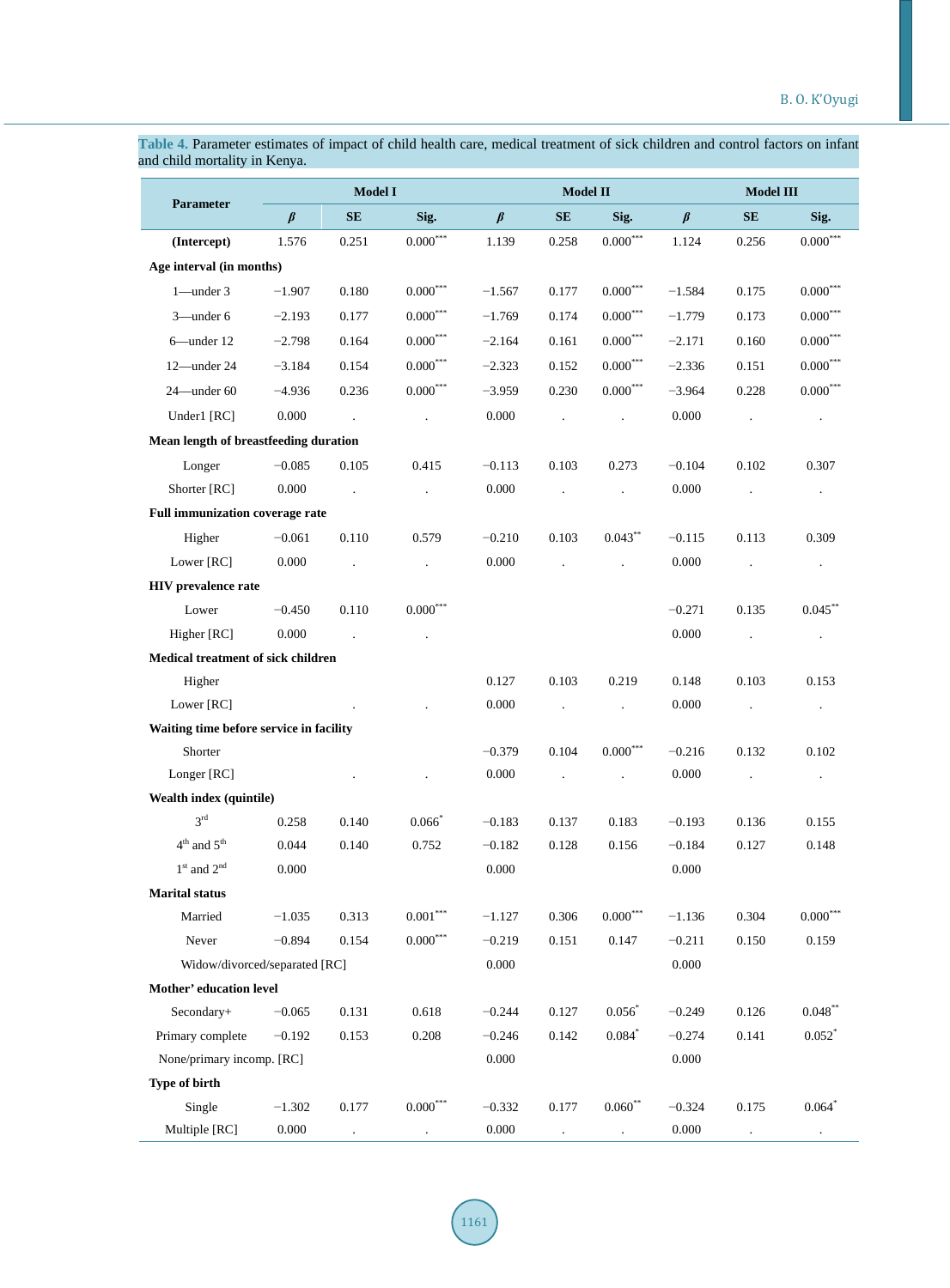Table 4. Parameter estimates of impact of child health care, medical treatment of sick children and control factors on infant and child mortality in Kenya.

| Parameter | Model I | | | Model II | | | Model III | | |
|---|---|---|---|---|---|---|---|---|---|
| | β | SE | Sig. | β | SE | Sig. | β | SE | Sig. |
| **(Intercept)** | 1.576 | 0.251 | 0.000*** | 1.139 | 0.258 | 0.000*** | 1.124 | 0.256 | 0.000*** |
| **Age interval (in months)** | | | | | | | | | |
| 1—under 3 | −1.907 | 0.180 | 0.000*** | −1.567 | 0.177 | 0.000*** | −1.584 | 0.175 | 0.000*** |
| 3—under 6 | −2.193 | 0.177 | 0.000*** | −1.769 | 0.174 | 0.000*** | −1.779 | 0.173 | 0.000*** |
| 6—under 12 | −2.798 | 0.164 | 0.000*** | −2.164 | 0.161 | 0.000*** | −2.171 | 0.160 | 0.000*** |
| 12—under 24 | −3.184 | 0.154 | 0.000*** | −2.323 | 0.152 | 0.000*** | −2.336 | 0.151 | 0.000*** |
| 24—under 60 | −4.936 | 0.236 | 0.000*** | −3.959 | 0.230 | 0.000*** | −3.964 | 0.228 | 0.000*** |
| Under1 [RC] | 0.000 | . | . | 0.000 | . | . | 0.000 | . | . |
| **Mean length of breastfeeding duration** | | | | | | | | | |
| Longer | −0.085 | 0.105 | 0.415 | −0.113 | 0.103 | 0.273 | −0.104 | 0.102 | 0.307 |
| Shorter [RC] | 0.000 | . | . | 0.000 | . | . | 0.000 | . | . |
| **Full immunization coverage rate** | | | | | | | | | |
| Higher | −0.061 | 0.110 | 0.579 | −0.210 | 0.103 | 0.043** | −0.115 | 0.113 | 0.309 |
| Lower [RC] | 0.000 | . | . | 0.000 | . | . | 0.000 | . | . |
| **HIV prevalence rate** | | | | | | | | | |
| Lower | −0.450 | 0.110 | 0.000*** | | | | −0.271 | 0.135 | 0.045** |
| Higher [RC] | 0.000 | . | . | | | | 0.000 | . | . |
| **Medical treatment of sick children** | | | | | | | | | |
| Higher | | | | 0.127 | 0.103 | 0.219 | 0.148 | 0.103 | 0.153 |
| Lower [RC] | | . | . | 0.000 | . | . | 0.000 | . | . |
| **Waiting time before service in facility** | | | | | | | | | |
| Shorter | | | | −0.379 | 0.104 | 0.000*** | −0.216 | 0.132 | 0.102 |
| Longer [RC] | | . | . | 0.000 | . | . | 0.000 | . | . |
| **Wealth index (quintile)** | | | | | | | | | |
| 3rd | 0.258 | 0.140 | 0.066* | −0.183 | 0.137 | 0.183 | −0.193 | 0.136 | 0.155 |
| 4th and 5th | 0.044 | 0.140 | 0.752 | −0.182 | 0.128 | 0.156 | −0.184 | 0.127 | 0.148 |
| 1st and 2nd | 0.000 | | | 0.000 | | | 0.000 | | |
| **Marital status** | | | | | | | | | |
| Married | −1.035 | 0.313 | 0.001*** | −1.127 | 0.306 | 0.000*** | −1.136 | 0.304 | 0.000*** |
| Never | −0.894 | 0.154 | 0.000*** | −0.219 | 0.151 | 0.147 | −0.211 | 0.150 | 0.159 |
| Widow/divorced/separated [RC] | | | | 0.000 | | | 0.000 | | |
| **Mother' education level** | | | | | | | | | |
| Secondary+ | −0.065 | 0.131 | 0.618 | −0.244 | 0.127 | 0.056* | −0.249 | 0.126 | 0.048** |
| Primary complete | −0.192 | 0.153 | 0.208 | −0.246 | 0.142 | 0.084* | −0.274 | 0.141 | 0.052* |
| None/primary incomp. [RC] | | | | 0.000 | | | 0.000 | | |
| **Type of birth** | | | | | | | | | |
| Single | −1.302 | 0.177 | 0.000*** | −0.332 | 0.177 | 0.060** | −0.324 | 0.175 | 0.064* |
| Multiple [RC] | 0.000 | . | . | 0.000 | . | . | 0.000 | . | . |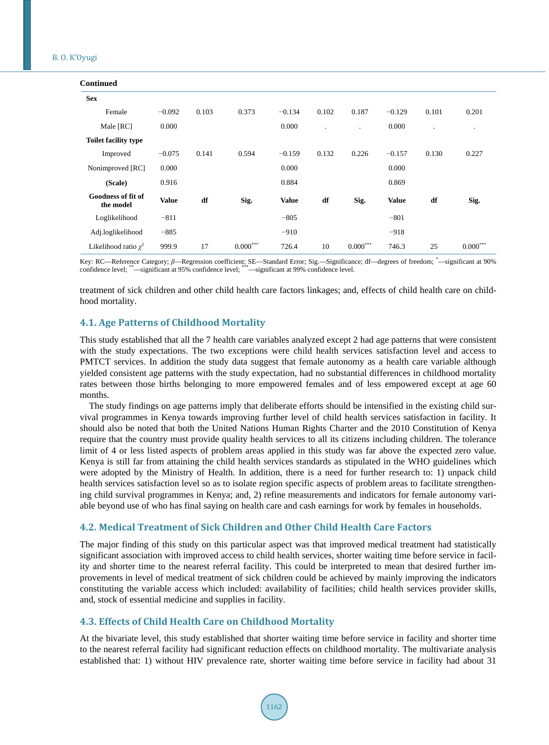Continued

| | | | | | | | | | |
|---|---|---|---|---|---|---|---|---|---|
| **Sex** | | | | | | | | | |
| Female | −0.092 | 0.103 | 0.373 | −0.134 | 0.102 | 0.187 | −0.129 | 0.101 | 0.201 |
| Male [RC] | 0.000 | | | 0.000 | . | . | 0.000 | . | . |
| **Toilet facility type** | | | | | | | | | |
| Improved | −0.075 | 0.141 | 0.594 | −0.159 | 0.132 | 0.226 | −0.157 | 0.130 | 0.227 |
| Nonimproved [RC] | 0.000 | | | 0.000 | | | 0.000 | | |
| **(Scale)** | 0.916 | | | 0.884 | | | 0.869 | | |
| **Goodness of fit of the model** | **Value** | **df** | **Sig.** | **Value** | **df** | **Sig.** | **Value** | **df** | **Sig.** |
| Loglikelihood | −811 | | | −805 | | | −801 | | |
| Adj.loglikelihood | −885 | | | −910 | | | −918 | | |
| Likelihood ratio $\chi^2$ | 999.9 | 17 | 0.000*** | 726.4 | 10 | 0.000*** | 746.3 | 25 | 0.000*** |

Key: RC—Reference Category; $\beta$—Regression coefficient; SE—Standard Error; Sig.—Significance; df—degrees of freedom; *—significant at 90% confidence level; **—significant at 95% confidence level; ***—significant at 99% confidence level.

treatment of sick children and other child health care factors linkages; and, effects of child health care on childhood mortality.

### 4.1. Age Patterns of Childhood Mortality

This study established that all the 7 health care variables analyzed except 2 had age patterns that were consistent with the study expectations. The two exceptions were child health services satisfaction level and access to PMTCT services. In addition the study data suggest that female autonomy as a health care variable although yielded consistent age patterns with the study expectation, had no substantial differences in childhood mortality rates between those births belonging to more empowered females and of less empowered except at age 60 months.

The study findings on age patterns imply that deliberate efforts should be intensified in the existing child survival programmes in Kenya towards improving further level of child health services satisfaction in facility. It should also be noted that both the United Nations Human Rights Charter and the 2010 Constitution of Kenya require that the country must provide quality health services to all its citizens including children. The tolerance limit of 4 or less listed aspects of problem areas applied in this study was far above the expected zero value. Kenya is still far from attaining the child health services standards as stipulated in the WHO guidelines which were adopted by the Ministry of Health. In addition, there is a need for further research to: 1) unpack child health services satisfaction level so as to isolate region specific aspects of problem areas to facilitate strengthening child survival programmes in Kenya; and, 2) refine measurements and indicators for female autonomy variable beyond use of who has final saying on health care and cash earnings for work by females in households.

### 4.2. Medical Treatment of Sick Children and Other Child Health Care Factors

The major finding of this study on this particular aspect was that improved medical treatment had statistically significant association with improved access to child health services, shorter waiting time before service in facility and shorter time to the nearest referral facility. This could be interpreted to mean that desired further improvements in level of medical treatment of sick children could be achieved by mainly improving the indicators constituting the variable access which included: availability of facilities; child health services provider skills, and, stock of essential medicine and supplies in facility.

### 4.3. Effects of Child Health Care on Childhood Mortality

At the bivariate level, this study established that shorter waiting time before service in facility and shorter time to the nearest referral facility had significant reduction effects on childhood mortality. The multivariate analysis established that: 1) without HIV prevalence rate, shorter waiting time before service in facility had about 31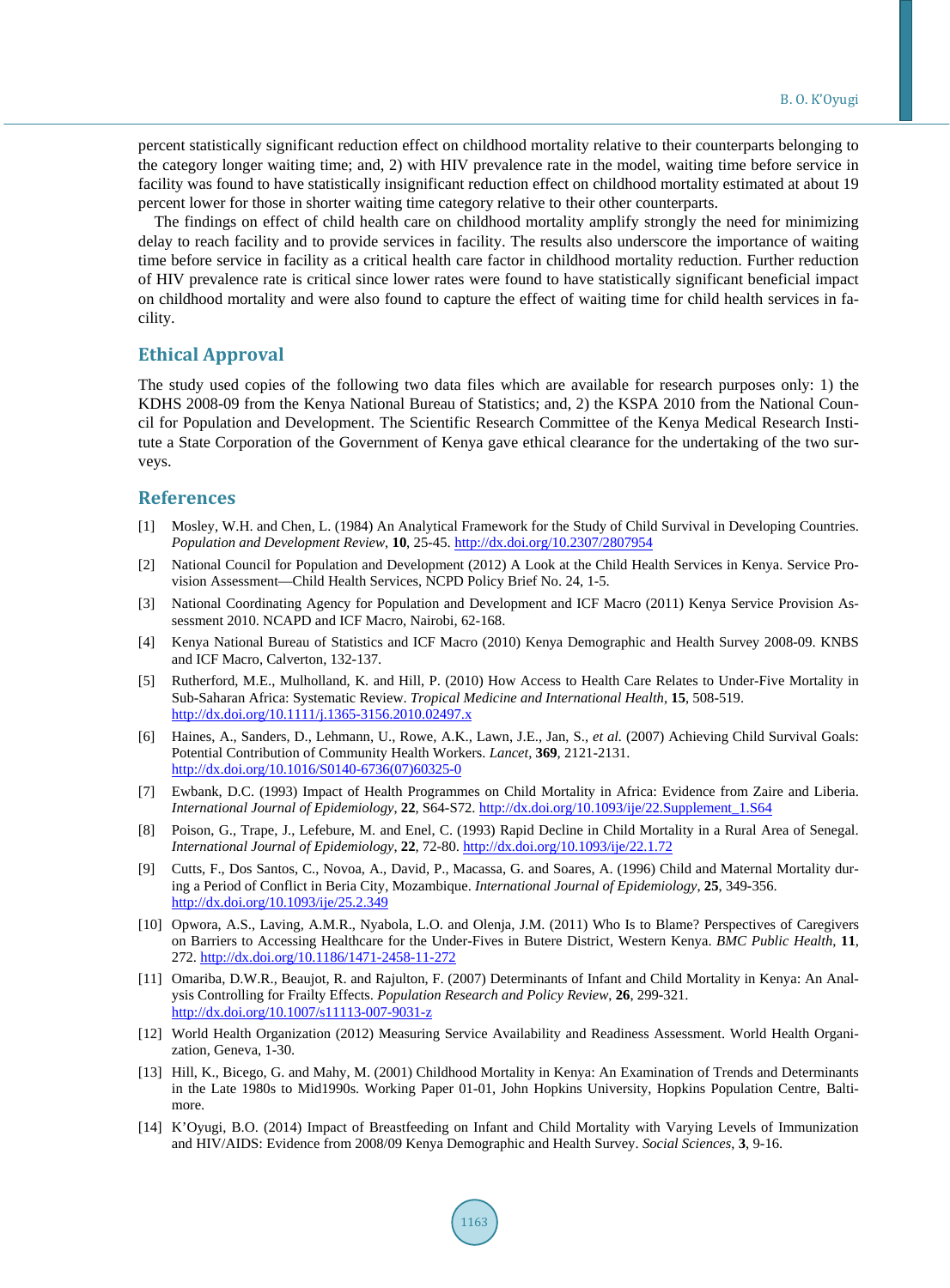percent statistically significant reduction effect on childhood mortality relative to their counterparts belonging to the category longer waiting time; and, 2) with HIV prevalence rate in the model, waiting time before service in facility was found to have statistically insignificant reduction effect on childhood mortality estimated at about 19 percent lower for those in shorter waiting time category relative to their other counterparts.

The findings on effect of child health care on childhood mortality amplify strongly the need for minimizing delay to reach facility and to provide services in facility. The results also underscore the importance of waiting time before service in facility as a critical health care factor in childhood mortality reduction. Further reduction of HIV prevalence rate is critical since lower rates were found to have statistically significant beneficial impact on childhood mortality and were also found to capture the effect of waiting time for child health services in facility.

## Ethical Approval

The study used copies of the following two data files which are available for research purposes only: 1) the KDHS 2008-09 from the Kenya National Bureau of Statistics; and, 2) the KSPA 2010 from the National Council for Population and Development. The Scientific Research Committee of the Kenya Medical Research Institute a State Corporation of the Government of Kenya gave ethical clearance for the undertaking of the two surveys.

## References

[1] Mosley, W.H. and Chen, L. (1984) An Analytical Framework for the Study of Child Survival in Developing Countries. *Population and Development Review*, **10**, 25-45. http://dx.doi.org/10.2307/2807954

[2] National Council for Population and Development (2012) A Look at the Child Health Services in Kenya. Service Provision Assessment—Child Health Services, NCPD Policy Brief No. 24, 1-5.

[3] National Coordinating Agency for Population and Development and ICF Macro (2011) Kenya Service Provision Assessment 2010. NCAPD and ICF Macro, Nairobi, 62-168.

[4] Kenya National Bureau of Statistics and ICF Macro (2010) Kenya Demographic and Health Survey 2008-09. KNBS and ICF Macro, Calverton, 132-137.

[5] Rutherford, M.E., Mulholland, K. and Hill, P. (2010) How Access to Health Care Relates to Under-Five Mortality in Sub-Saharan Africa: Systematic Review. *Tropical Medicine and International Health*, **15**, 508-519. http://dx.doi.org/10.1111/j.1365-3156.2010.02497.x

[6] Haines, A., Sanders, D., Lehmann, U., Rowe, A.K., Lawn, J.E., Jan, S., *et al.* (2007) Achieving Child Survival Goals: Potential Contribution of Community Health Workers. *Lancet*, **369**, 2121-2131. http://dx.doi.org/10.1016/S0140-6736(07)60325-0

[7] Ewbank, D.C. (1993) Impact of Health Programmes on Child Mortality in Africa: Evidence from Zaire and Liberia. *International Journal of Epidemiology*, **22**, S64-S72. http://dx.doi.org/10.1093/ije/22.Supplement_1.S64

[8] Poison, G., Trape, J., Lefebure, M. and Enel, C. (1993) Rapid Decline in Child Mortality in a Rural Area of Senegal. *International Journal of Epidemiology*, **22**, 72-80. http://dx.doi.org/10.1093/ije/22.1.72

[9] Cutts, F., Dos Santos, C., Novoa, A., David, P., Macassa, G. and Soares, A. (1996) Child and Maternal Mortality during a Period of Conflict in Beria City, Mozambique. *International Journal of Epidemiology*, **25**, 349-356. http://dx.doi.org/10.1093/ije/25.2.349

[10] Opwora, A.S., Laving, A.M.R., Nyabola, L.O. and Olenja, J.M. (2011) Who Is to Blame? Perspectives of Caregivers on Barriers to Accessing Healthcare for the Under-Fives in Butere District, Western Kenya. *BMC Public Health*, **11**, 272. http://dx.doi.org/10.1186/1471-2458-11-272

[11] Omariba, D.W.R., Beaujot, R. and Rajulton, F. (2007) Determinants of Infant and Child Mortality in Kenya: An Analysis Controlling for Frailty Effects. *Population Research and Policy Review*, **26**, 299-321. http://dx.doi.org/10.1007/s11113-007-9031-z

[12] World Health Organization (2012) Measuring Service Availability and Readiness Assessment. World Health Organization, Geneva, 1-30.

[13] Hill, K., Bicego, G. and Mahy, M. (2001) Childhood Mortality in Kenya: An Examination of Trends and Determinants in the Late 1980s to Mid1990s. Working Paper 01-01, John Hopkins University, Hopkins Population Centre, Baltimore.

[14] K'Oyugi, B.O. (2014) Impact of Breastfeeding on Infant and Child Mortality with Varying Levels of Immunization and HIV/AIDS: Evidence from 2008/09 Kenya Demographic and Health Survey. *Social Sciences*, **3**, 9-16.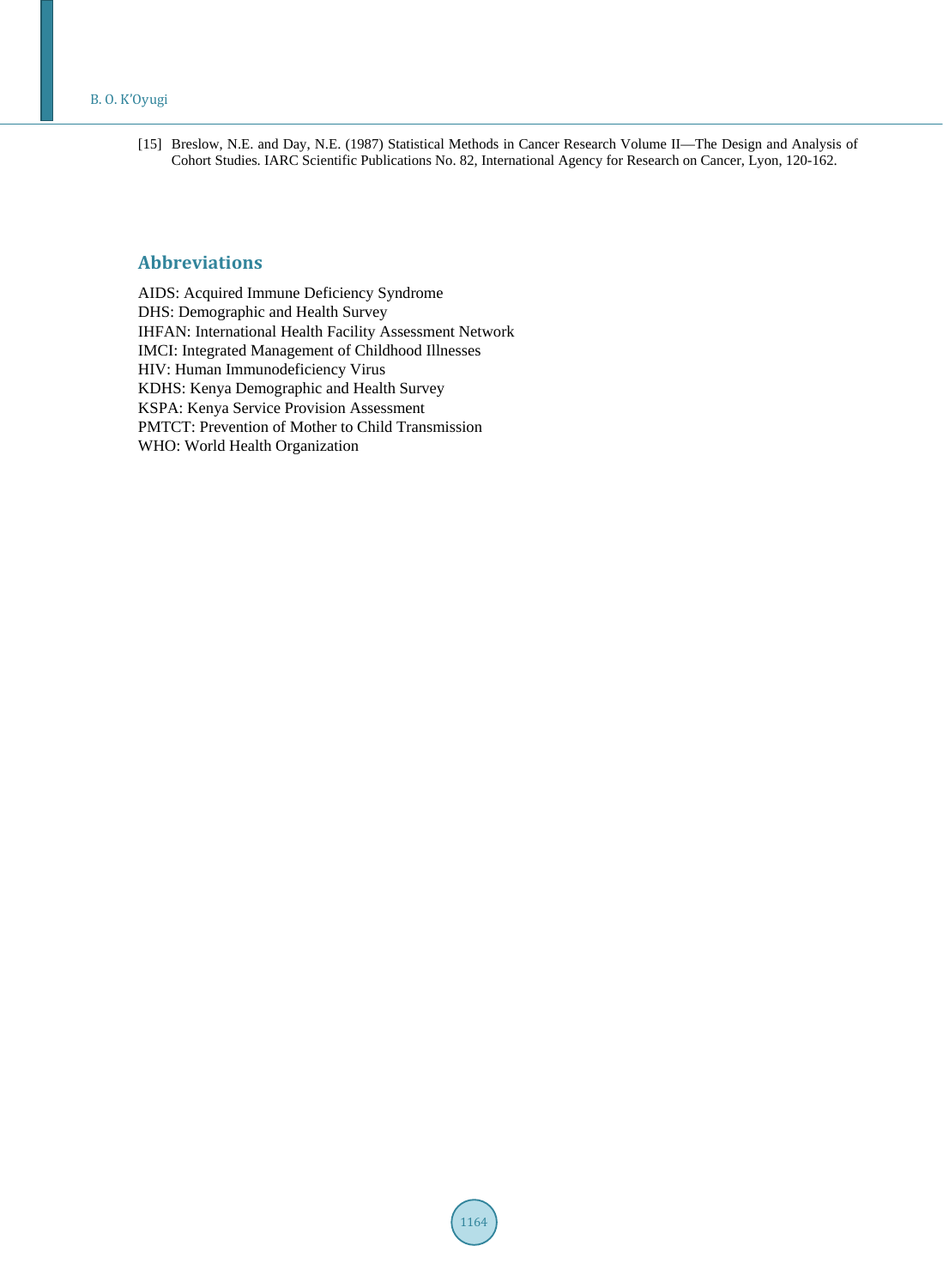[15] Breslow, N.E. and Day, N.E. (1987) Statistical Methods in Cancer Research Volume II—The Design and Analysis of Cohort Studies. IARC Scientific Publications No. 82, International Agency for Research on Cancer, Lyon, 120-162.

## Abbreviations

AIDS: Acquired Immune Deficiency Syndrome
DHS: Demographic and Health Survey
IHFAN: International Health Facility Assessment Network
IMCI: Integrated Management of Childhood Illnesses
HIV: Human Immunodeficiency Virus
KDHS: Kenya Demographic and Health Survey
KSPA: Kenya Service Provision Assessment
PMTCT: Prevention of Mother to Child Transmission
WHO: World Health Organization